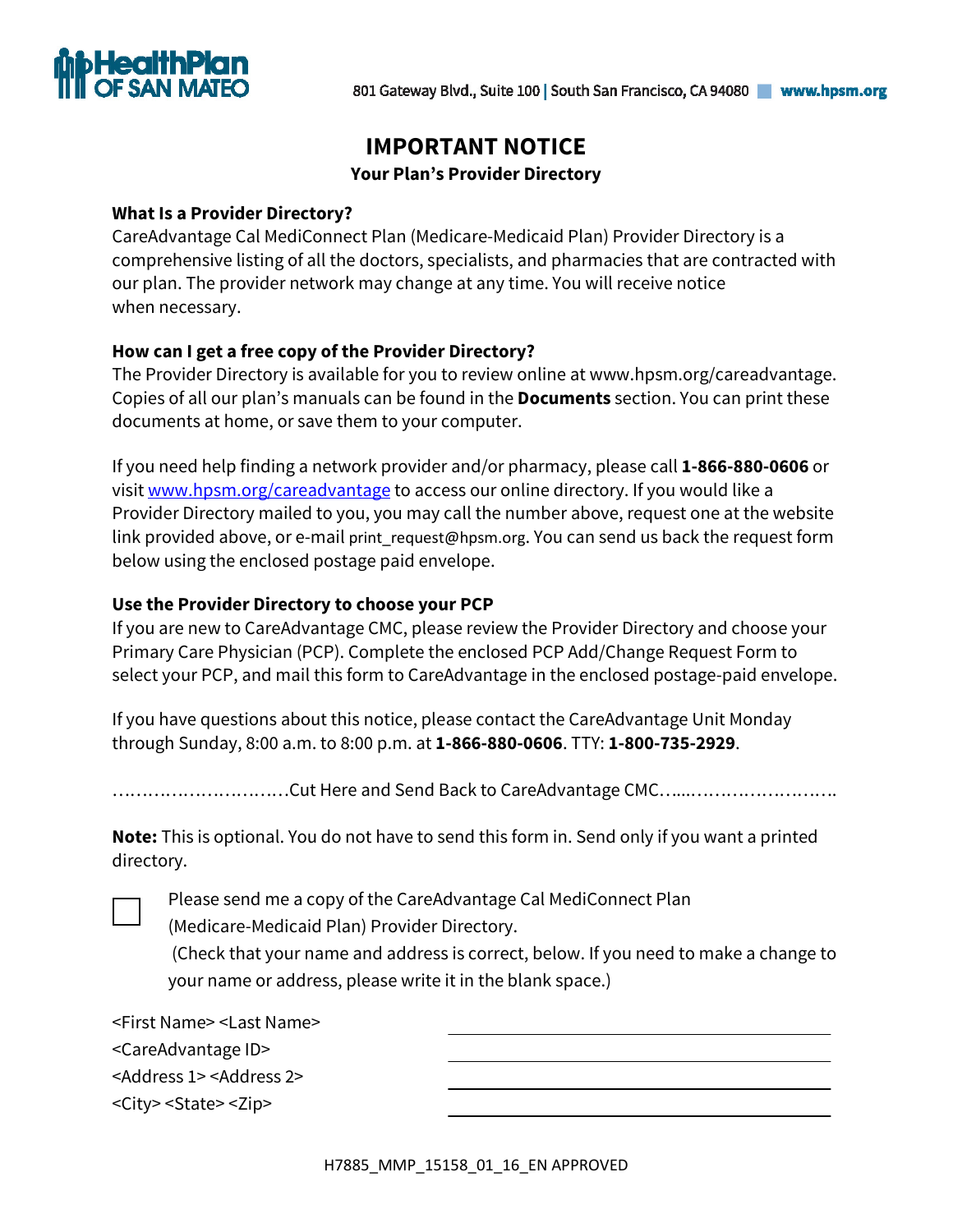HealthPlan OF SAN MATEO

801 Gateway Blvd., Suite 100 | South San Francisco, CA 94080 www.hpsm.org

# IMPORTANT NOTICE

## Your Plan's Provider Directory

**What Is a Provider Directory?**

CareAdvantage Cal MediConnect Plan (Medicare-Medicaid Plan) Provider Directory is a comprehensive listing of all the doctors, specialists, and pharmacies that are contracted with our plan. The provider network may change at any time. You will receive notice when necessary.

**How can I get a free copy of the Provider Directory?**

The Provider Directory is available for you to review online at www.hpsm.org/careadvantage. Copies of all our plan's manuals can be found in the **Documents** section. You can print these documents at home, or save them to your computer.

If you need help finding a network provider and/or pharmacy, please call **1-866-880-0606** or visit [www.hpsm.org/careadvantage](www.hpsm.org/careadvantage) to access our online directory. If you would like a Provider Directory mailed to you, you may call the number above, request one at the website link provided above, or e-mail print_request@hpsm.org. You can send us back the request form below using the enclosed postage paid envelope.

**Use the Provider Directory to choose your PCP**

If you are new to CareAdvantage CMC, please review the Provider Directory and choose your Primary Care Physician (PCP). Complete the enclosed PCP Add/Change Request Form to select your PCP, and mail this form to CareAdvantage in the enclosed postage-paid envelope.

If you have questions about this notice, please contact the CareAdvantage Unit Monday through Sunday, 8:00 a.m. to 8:00 p.m. at **1-866-880-0606**. TTY: **1-800-735-2929**.

…………………………Cut Here and Send Back to CareAdvantage CMC……………………………

**Note:** This is optional. You do not have to send this form in. Send only if you want a printed directory.

☐ Please send me a copy of the CareAdvantage Cal MediConnect Plan (Medicare-Medicaid Plan) Provider Directory.
(Check that your name and address is correct, below. If you need to make a change to your name or address, please write it in the blank space.)

<First Name> <Last Name> ______________________________

<CareAdvantage ID> ______________________________

<Address 1> <Address 2> ______________________________

<City> <State> <Zip> ______________________________

H7885_MMP_15158_01_16_EN APPROVED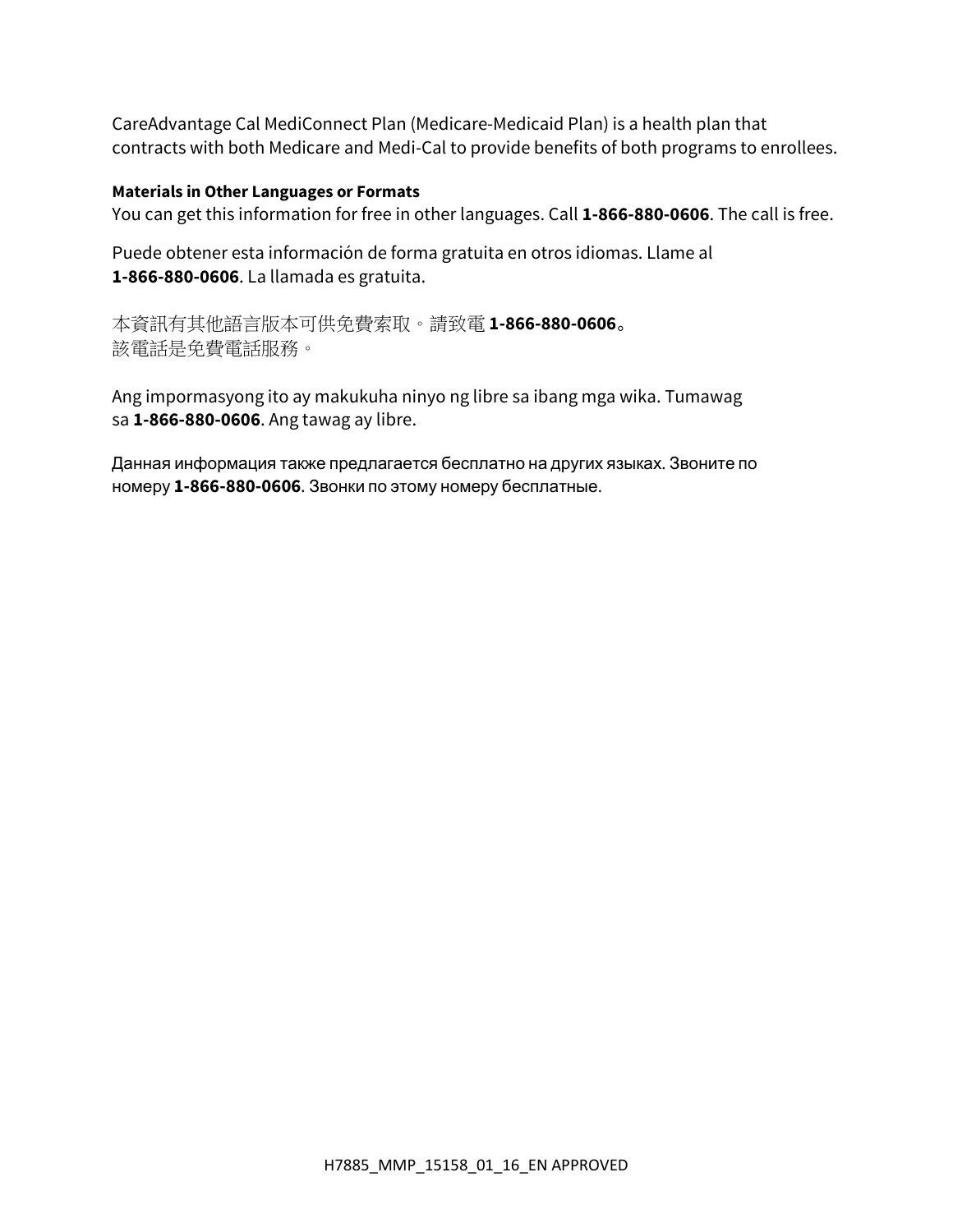CareAdvantage Cal MediConnect Plan (Medicare-Medicaid Plan) is a health plan that contracts with both Medicare and Medi-Cal to provide benefits of both programs to enrollees.

**Materials in Other Languages or Formats**

You can get this information for free in other languages. Call **1-866-880-0606**. The call is free.

Puede obtener esta información de forma gratuita en otros idiomas. Llame al **1-866-880-0606**. La llamada es gratuita.

本資訊有其他語言版本可供免費索取。請致電 **1-866-880-0606**。該電話是免費電話服務。

Ang impormasyong ito ay makukuha ninyo ng libre sa ibang mga wika. Tumawag sa **1-866-880-0606**. Ang tawag ay libre.

Данная информация также предлагается бесплатно на других языках. Звоните по номеру **1-866-880-0606**. Звонки по этому номеру бесплатные.

H7885_MMP_15158_01_16_EN APPROVED